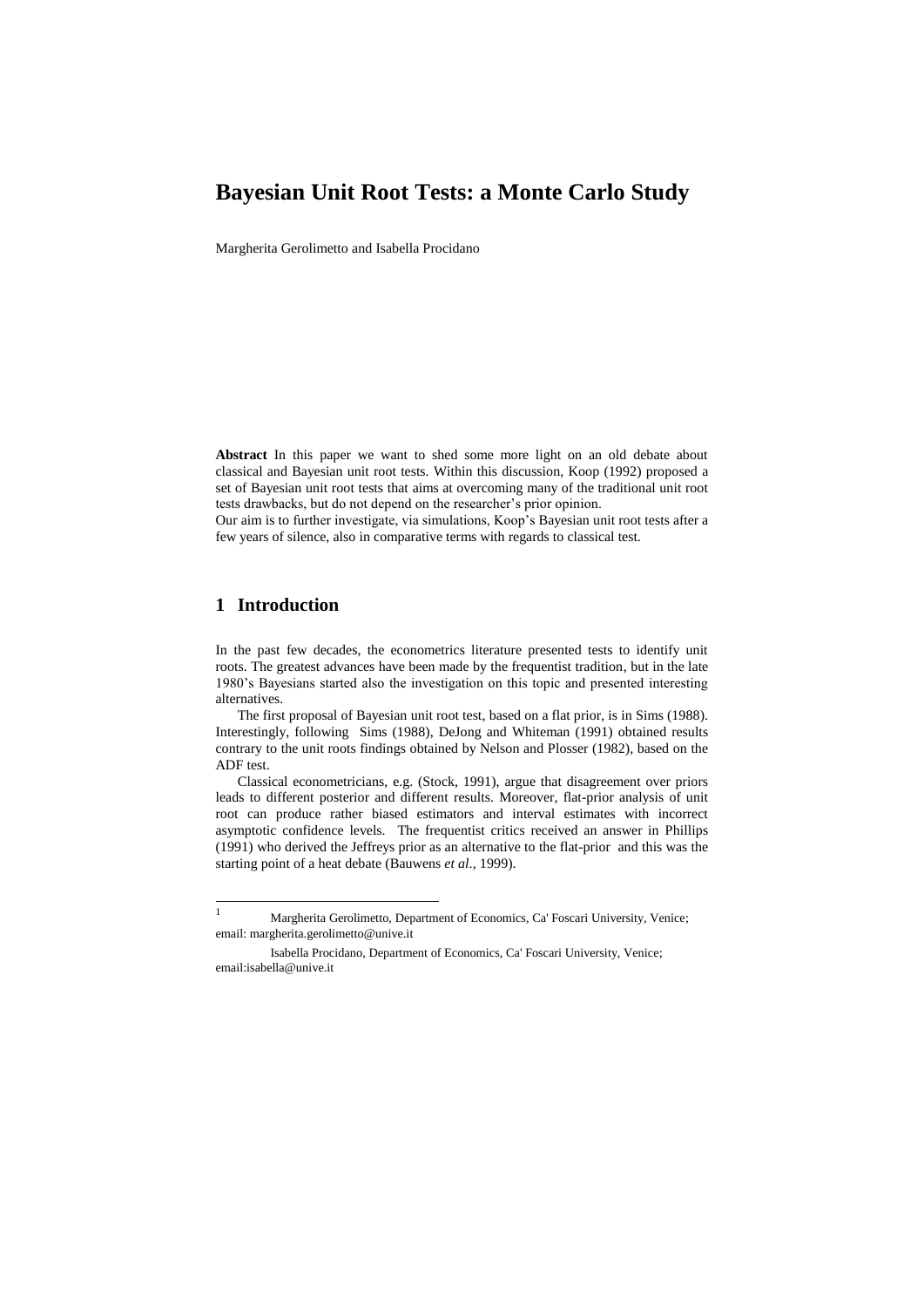# Bayesian Unit Root Tests: a Monte Carlo Study

Margherita Gerolimetto and Isabella Procidano

**Abstract** In this paper we want to shed some more light on an old debate about classical and Bayesian unit root tests. Within this discussion, Koop (1992) proposed a set of Bayesian unit root tests that aims at overcoming many of the traditional unit root tests drawbacks, but do not depend on the researcher's prior opinion.
Our aim is to further investigate, via simulations, Koop's Bayesian unit root tests after a few years of silence, also in comparative terms with regards to classical test.

## 1 Introduction

In the past few decades, the econometrics literature presented tests to identify unit roots. The greatest advances have been made by the frequentist tradition, but in the late 1980's Bayesians started also the investigation on this topic and presented interesting alternatives.

The first proposal of Bayesian unit root test, based on a flat prior, is in Sims (1988). Interestingly, following Sims (1988), DeJong and Whiteman (1991) obtained results contrary to the unit roots findings obtained by Nelson and Plosser (1982), based on the ADF test.

Classical econometricians, e.g. (Stock, 1991), argue that disagreement over priors leads to different posterior and different results. Moreover, flat-prior analysis of unit root can produce rather biased estimators and interval estimates with incorrect asymptotic confidence levels. The frequentist critics received an answer in Phillips (1991) who derived the Jeffreys prior as an alternative to the flat-prior and this was the starting point of a heat debate (Bauwens *et al*., 1999).

---

[1] Margherita Gerolimetto, Department of Economics, Ca' Foscari University, Venice; email: margherita.gerolimetto@unive.it

Isabella Procidano, Department of Economics, Ca' Foscari University, Venice; email:isabella@unive.it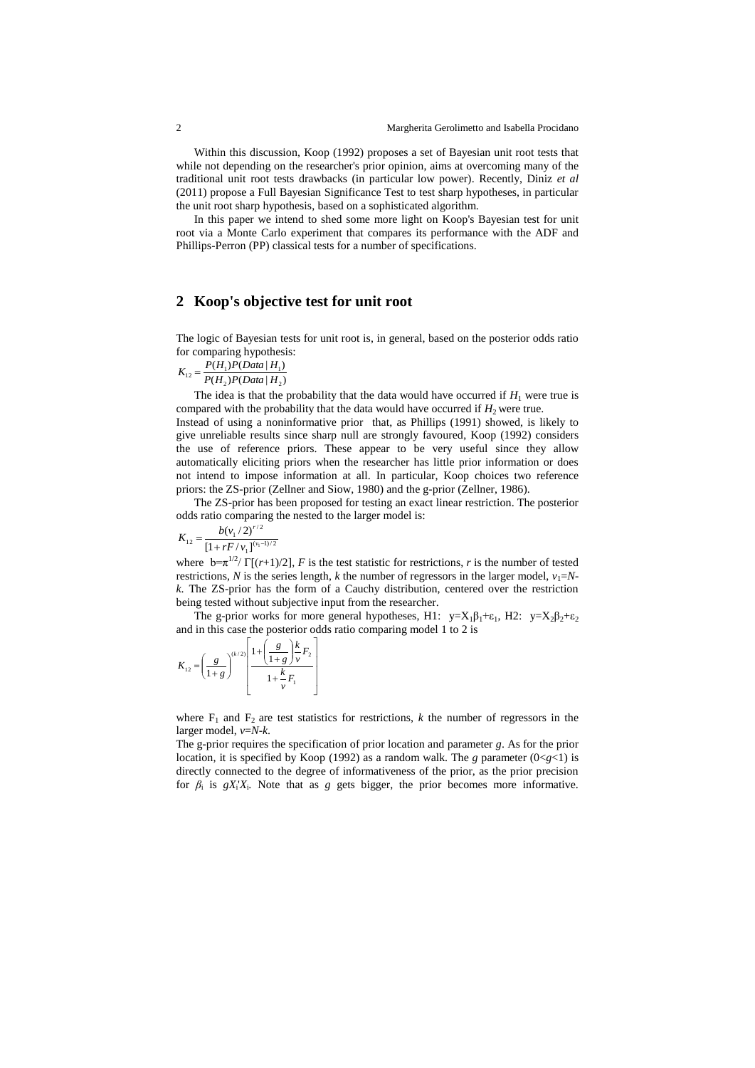Within this discussion, Koop (1992) proposes a set of Bayesian unit root tests that while not depending on the researcher's prior opinion, aims at overcoming many of the traditional unit root tests drawbacks (in particular low power). Recently, Diniz *et al* (2011) propose a Full Bayesian Significance Test to test sharp hypotheses, in particular the unit root sharp hypothesis, based on a sophisticated algorithm.

In this paper we intend to shed some more light on Koop's Bayesian test for unit root via a Monte Carlo experiment that compares its performance with the ADF and Phillips-Perron (PP) classical tests for a number of specifications.

## 2 Koop's objective test for unit root

The logic of Bayesian tests for unit root is, in general, based on the posterior odds ratio for comparing hypothesis:

$$K_{12} = \frac{P(H_1)P(Data\,|\,H_1)}{P(H_2)P(Data\,|\,H_2)}$$

The idea is that the probability that the data would have occurred if $H_1$ were true is compared with the probability that the data would have occurred if $H_2$ were true.

Instead of using a noninformative prior that, as Phillips (1991) showed, is likely to give unreliable results since sharp null are strongly favoured, Koop (1992) considers the use of reference priors. These appear to be very useful since they allow automatically eliciting priors when the researcher has little prior information or does not intend to impose information at all. In particular, Koop choices two reference priors: the ZS-prior (Zellner and Siow, 1980) and the g-prior (Zellner, 1986).

The ZS-prior has been proposed for testing an exact linear restriction. The posterior odds ratio comparing the nested to the larger model is:

$$K_{12} = \frac{b(v_1/2)^{r/2}}{[1 + rF/v_1]^{(v_1-1)/2}}$$

where $b=\pi^{1/2}/\,\Gamma[(r+1)/2]$, $F$ is the test statistic for restrictions, $r$ is the number of tested restrictions, $N$ is the series length, $k$ the number of regressors in the larger model, $v_1=N-k$. The ZS-prior has the form of a Cauchy distribution, centered over the restriction being tested without subjective input from the researcher.

The g-prior works for more general hypotheses, H1: $y=X_1\beta_1+\varepsilon_1$, H2: $y=X_2\beta_2+\varepsilon_2$ and in this case the posterior odds ratio comparing model 1 to 2 is

$$K_{12} = \left(\frac{g}{1+g}\right)^{(k/2)} \left[\frac{1 + \left(\frac{g}{1+g}\right)\frac{k}{v}F_2}{1 + \frac{k}{v}F_1}\right]$$

where $F_1$ and $F_2$ are test statistics for restrictions, $k$ the number of regressors in the larger model, $v=N-k$.

The g-prior requires the specification of prior location and parameter $g$. As for the prior location, it is specified by Koop (1992) as a random walk. The $g$ parameter ($0<g<1$) is directly connected to the degree of informativeness of the prior, as the prior precision for $\beta_i$ is $gX_i'X_i$. Note that as $g$ gets bigger, the prior becomes more informative.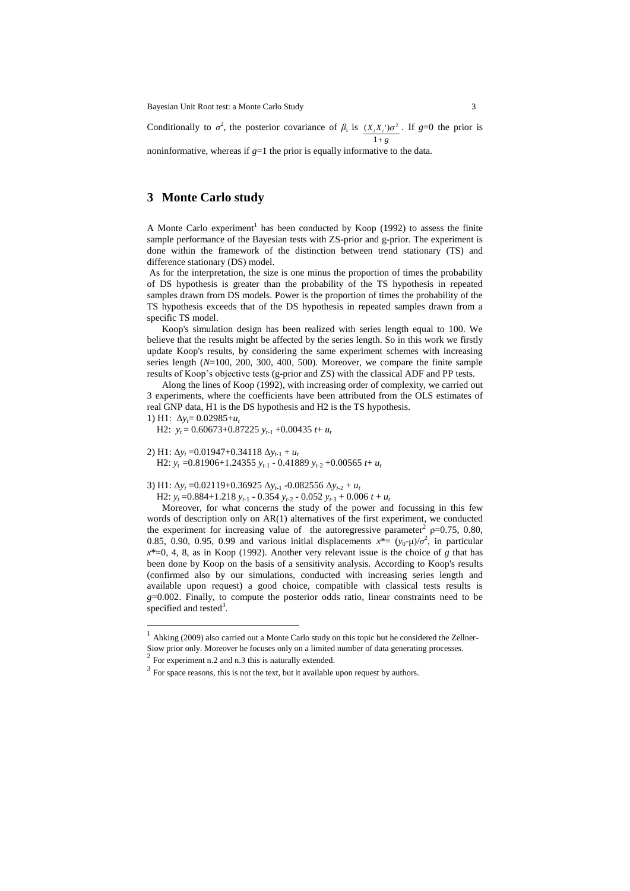Conditionally to $\sigma^2$, the posterior covariance of $\beta_i$ is $\frac{(X_i X_i')\sigma^2}{1+g}$. If $g$=0 the prior is noninformative, whereas if $g$=1 the prior is equally informative to the data.

## 3 Monte Carlo study

A Monte Carlo experiment[1] has been conducted by Koop (1992) to assess the finite sample performance of the Bayesian tests with ZS-prior and g-prior. The experiment is done within the framework of the distinction between trend stationary (TS) and difference stationary (DS) model.

As for the interpretation, the size is one minus the proportion of times the probability of DS hypothesis is greater than the probability of the TS hypothesis in repeated samples drawn from DS models. Power is the proportion of times the probability of the TS hypothesis exceeds that of the DS hypothesis in repeated samples drawn from a specific TS model.

Koop's simulation design has been realized with series length equal to 100. We believe that the results might be affected by the series length. So in this work we firstly update Koop's results, by considering the same experiment schemes with increasing series length ($N$=100, 200, 300, 400, 500). Moreover, we compare the finite sample results of Koop's objective tests (g-prior and ZS) with the classical ADF and PP tests.

Along the lines of Koop (1992), with increasing order of complexity, we carried out 3 experiments, where the coefficients have been attributed from the OLS estimates of real GNP data, H1 is the DS hypothesis and H2 is the TS hypothesis.

1) H1: $\Delta y_t = 0.02985 + u_t$

H2: $y_t = 0.60673 + 0.87225\, y_{t-1} + 0.00435\, t + u_t$

2) H1: $\Delta y_t = 0.01947 + 0.34118\, \Delta y_{t-1} + u_t$

H2: $y_t = 0.81906 + 1.24355\, y_{t-1} - 0.41889\, y_{t-2} + 0.00565\, t + u_t$

3) H1: $\Delta y_t = 0.02119 + 0.36925\, \Delta y_{t-1} - 0.082556\, \Delta y_{t-2} + u_t$

H2: $y_t = 0.884 + 1.218\, y_{t-1} - 0.354\, y_{t-2} - 0.052\, y_{t-3} + 0.006\, t + u_t$

Moreover, for what concerns the study of the power and focussing in this few words of description only on AR(1) alternatives of the first experiment, we conducted the experiment for increasing value of the autoregressive parameter[2] $\rho$=0.75, 0.80, 0.85, 0.90, 0.95, 0.99 and various initial displacements $x^* = (y_0 - \mu)/\sigma^2$, in particular $x^*$=0, 4, 8, as in Koop (1992). Another very relevant issue is the choice of $g$ that has been done by Koop on the basis of a sensitivity analysis. According to Koop's results (confirmed also by our simulations, conducted with increasing series length and available upon request) a good choice, compatible with classical tests results is $g$=0.002. Finally, to compute the posterior odds ratio, linear constraints need to be specified and tested[3].

---

[1] Ahking (2009) also carried out a Monte Carlo study on this topic but he considered the Zellner-Siow prior only. Moreover he focuses only on a limited number of data generating processes.

[2] For experiment n.2 and n.3 this is naturally extended.

[3] For space reasons, this is not the text, but it available upon request by authors.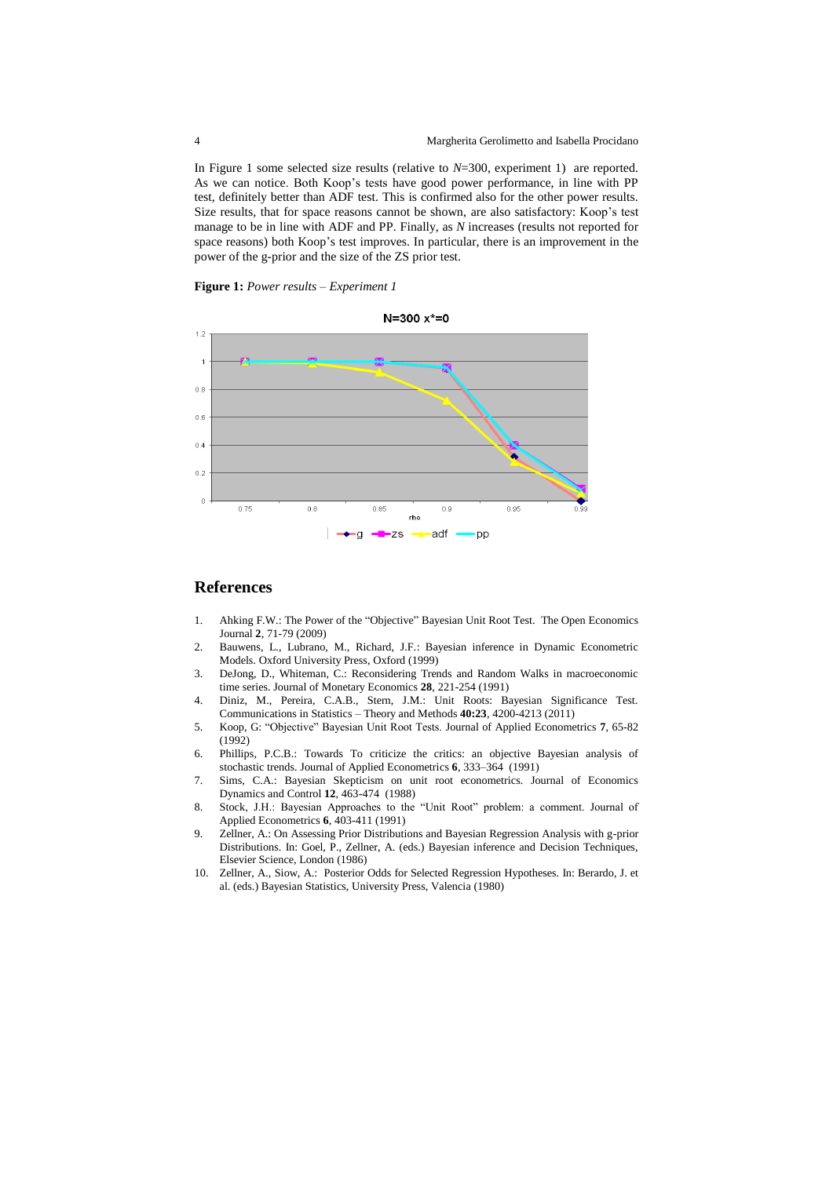In Figure 1 some selected size results (relative to $N$=300, experiment 1) are reported. As we can notice. Both Koop's tests have good power performance, in line with PP test, definitely better than ADF test. This is confirmed also for the other power results. Size results, that for space reasons cannot be shown, are also satisfactory: Koop's test manage to be in line with ADF and PP. Finally, as $N$ increases (results not reported for space reasons) both Koop's test improves. In particular, there is an improvement in the power of the g-prior and the size of the ZS prior test.

**Figure 1:** *Power results – Experiment 1*

N=300 x*=0

1.2
1
0.8
0.6
0.4
0.2
0

0.75 0.8 0.85 0.9 0.95 0.99

rho

g zs adf pp

## References

1. Ahking F.W.: The Power of the "Objective" Bayesian Unit Root Test. The Open Economics Journal **2**, 71-79 (2009)
2. Bauwens, L., Lubrano, M., Richard, J.F.: Bayesian inference in Dynamic Econometric Models. Oxford University Press, Oxford (1999)
3. DeJong, D., Whiteman, C.: Reconsidering Trends and Random Walks in macroeconomic time series. Journal of Monetary Economics **28**, 221-254 (1991)
4. Diniz, M., Pereira, C.A.B., Stern, J.M.: Unit Roots: Bayesian Significance Test. Communications in Statistics – Theory and Methods **40:23**, 4200-4213 (2011)
5. Koop, G: "Objective" Bayesian Unit Root Tests. Journal of Applied Econometrics **7**, 65-82 (1992)
6. Phillips, P.C.B.: Towards To criticize the critics: an objective Bayesian analysis of stochastic trends. Journal of Applied Econometrics **6**, 333–364 (1991)
7. Sims, C.A.: Bayesian Skepticism on unit root econometrics. Journal of Economics Dynamics and Control **12**, 463-474 (1988)
8. Stock, J.H.: Bayesian Approaches to the "Unit Root" problem: a comment. Journal of Applied Econometrics **6**, 403-411 (1991)
9. Zellner, A.: On Assessing Prior Distributions and Bayesian Regression Analysis with g-prior Distributions. In: Goel, P., Zellner, A. (eds.) Bayesian inference and Decision Techniques, Elsevier Science, London (1986)
10. Zellner, A., Siow, A.: Posterior Odds for Selected Regression Hypotheses. In: Berardo, J. et al. (eds.) Bayesian Statistics, University Press, Valencia (1980)